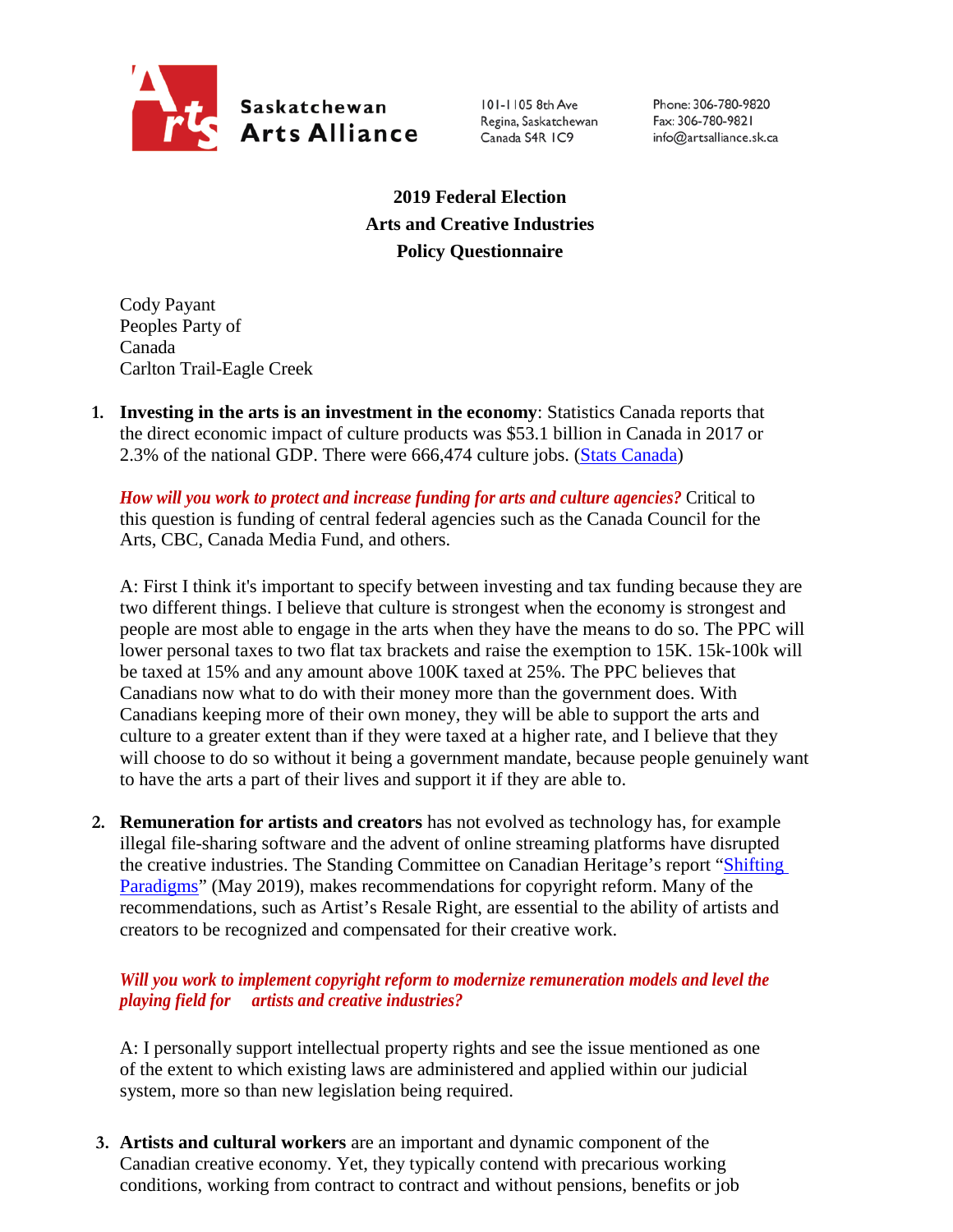**Saskatchewan Arts Alliance**

101-1105 8th Ave
Regina, Saskatchewan
Canada S4R 1C9

Phone: 306-780-9820
Fax: 306-780-9821
info@artsalliance.sk.ca

# 2019 Federal Election
# Arts and Creative Industries
# Policy Questionnaire

Cody Payant
Peoples Party of Canada
Carlton Trail-Eagle Creek

1. **Investing in the arts is an investment in the economy**: Statistics Canada reports that the direct economic impact of culture products was $53.1 billion in Canada in 2017 or 2.3% of the national GDP. There were 666,474 culture jobs. (Stats Canada)

   ***How will you work to protect and increase funding for arts and culture agencies?*** Critical to this question is funding of central federal agencies such as the Canada Council for the Arts, CBC, Canada Media Fund, and others.

   A: First I think it's important to specify between investing and tax funding because they are two different things. I believe that culture is strongest when the economy is strongest and people are most able to engage in the arts when they have the means to do so. The PPC will lower personal taxes to two flat tax brackets and raise the exemption to 15K. 15k-100k will be taxed at 15% and any amount above 100K taxed at 25%. The PPC believes that Canadians now what to do with their money more than the government does. With Canadians keeping more of their own money, they will be able to support the arts and culture to a greater extent than if they were taxed at a higher rate, and I believe that they will choose to do so without it being a government mandate, because people genuinely want to have the arts a part of their lives and support it if they are able to.

2. **Remuneration for artists and creators** has not evolved as technology has, for example illegal file-sharing software and the advent of online streaming platforms have disrupted the creative industries. The Standing Committee on Canadian Heritage's report "Shifting Paradigms" (May 2019), makes recommendations for copyright reform. Many of the recommendations, such as Artist's Resale Right, are essential to the ability of artists and creators to be recognized and compensated for their creative work.

   ***Will you work to implement copyright reform to modernize remuneration models and level the playing field for artists and creative industries?***

   A: I personally support intellectual property rights and see the issue mentioned as one of the extent to which existing laws are administered and applied within our judicial system, more so than new legislation being required.

3. **Artists and cultural workers** are an important and dynamic component of the Canadian creative economy. Yet, they typically contend with precarious working conditions, working from contract to contract and without pensions, benefits or job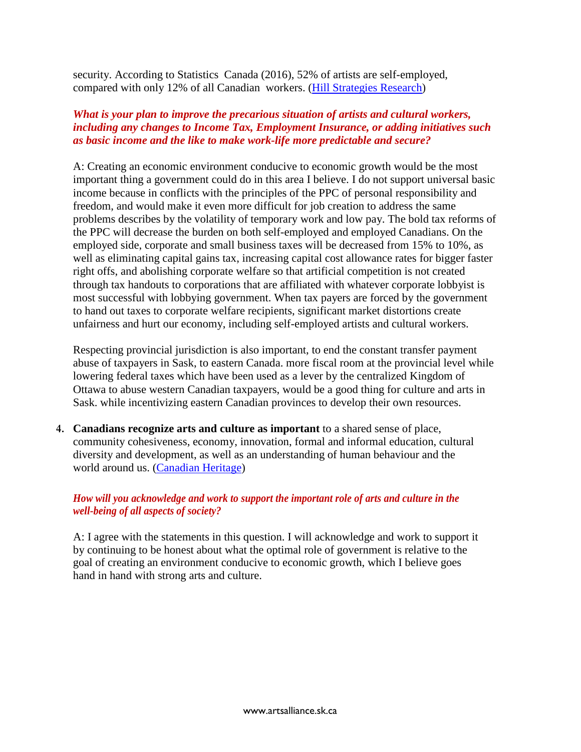security. According to Statistics Canada (2016), 52% of artists are self-employed, compared with only 12% of all Canadian workers. ([Hill Strategies Research](Hill Strategies Research))

***What is your plan to improve the precarious situation of artists and cultural workers, including any changes to Income Tax, Employment Insurance, or adding initiatives such as basic income and the like to make work-life more predictable and secure?***

A: Creating an economic environment conducive to economic growth would be the most important thing a government could do in this area I believe. I do not support universal basic income because in conflicts with the principles of the PPC of personal responsibility and freedom, and would make it even more difficult for job creation to address the same problems describes by the volatility of temporary work and low pay. The bold tax reforms of the PPC will decrease the burden on both self-employed and employed Canadians. On the employed side, corporate and small business taxes will be decreased from 15% to 10%, as well as eliminating capital gains tax, increasing capital cost allowance rates for bigger faster right offs, and abolishing corporate welfare so that artificial competition is not created through tax handouts to corporations that are affiliated with whatever corporate lobbyist is most successful with lobbying government. When tax payers are forced by the government to hand out taxes to corporate welfare recipients, significant market distortions create unfairness and hurt our economy, including self-employed artists and cultural workers.

Respecting provincial jurisdiction is also important, to end the constant transfer payment abuse of taxpayers in Sask, to eastern Canada. more fiscal room at the provincial level while lowering federal taxes which have been used as a lever by the centralized Kingdom of Ottawa to abuse western Canadian taxpayers, would be a good thing for culture and arts in Sask. while incentivizing eastern Canadian provinces to develop their own resources.

4. **Canadians recognize arts and culture as important** to a shared sense of place, community cohesiveness, economy, innovation, formal and informal education, cultural diversity and development, as well as an understanding of human behaviour and the world around us. ([Canadian Heritage](Canadian Heritage))

   ***How will you acknowledge and work to support the important role of arts and culture in the well-being of all aspects of society?***

   A: I agree with the statements in this question. I will acknowledge and work to support it by continuing to be honest about what the optimal role of government is relative to the goal of creating an environment conducive to economic growth, which I believe goes hand in hand with strong arts and culture.